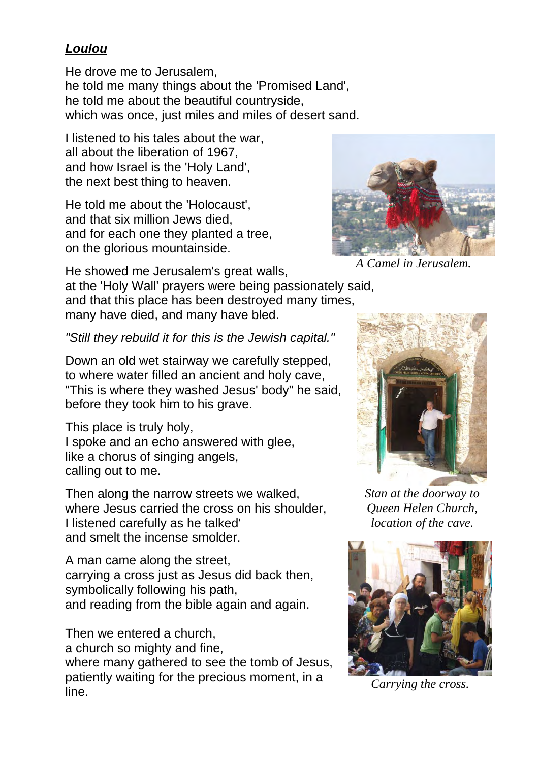***Loulou***

He drove me to Jerusalem,
he told me many things about the 'Promised Land',
he told me about the beautiful countryside,
which was once, just miles and miles of desert sand.

I listened to his tales about the war,
all about the liberation of 1967,
and how Israel is the 'Holy Land',
the next best thing to heaven.

He told me about the 'Holocaust',
and that six million Jews died,
and for each one they planted a tree,
on the glorious mountainside.

*A Camel in Jerusalem.*

He showed me Jerusalem's great walls,
at the 'Holy Wall' prayers were being passionately said,
and that this place has been destroyed many times,
many have died, and many have bled.

*"Still they rebuild it for this is the Jewish capital."*

Down an old wet stairway we carefully stepped,
to where water filled an ancient and holy cave,
"This is where they washed Jesus' body" he said,
before they took him to his grave.

This place is truly holy,
I spoke and an echo answered with glee,
like a chorus of singing angels,
calling out to me.

*Stan at the doorway to Queen Helen Church, location of the cave.*

Then along the narrow streets we walked,
where Jesus carried the cross on his shoulder,
I listened carefully as he talked'
and smelt the incense smolder.

A man came along the street,
carrying a cross just as Jesus did back then,
symbolically following his path,
and reading from the bible again and again.

Then we entered a church,
a church so mighty and fine,
where many gathered to see the tomb of Jesus,
patiently waiting for the precious moment, in a line.

*Carrying the cross.*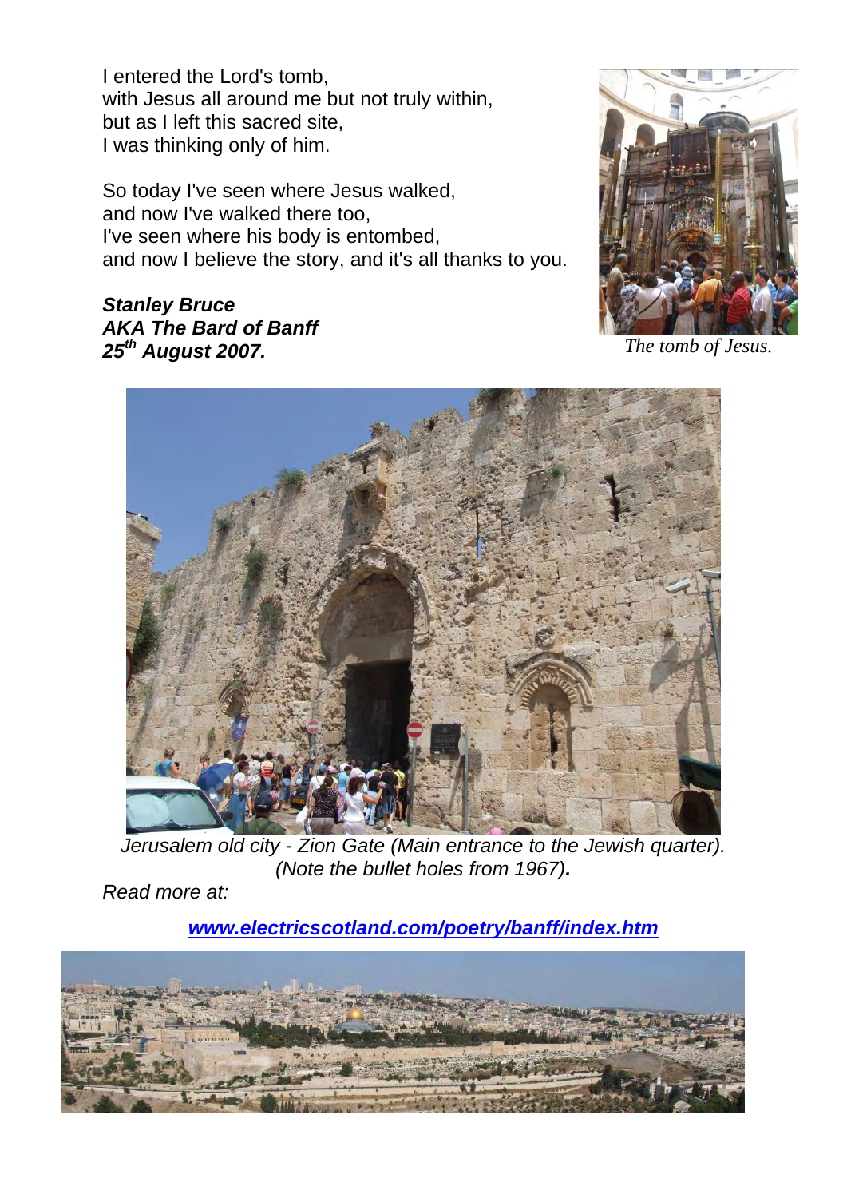I entered the Lord's tomb,
with Jesus all around me but not truly within,
but as I left this sacred site,
I was thinking only of him.

So today I've seen where Jesus walked,
and now I've walked there too,
I've seen where his body is entombed,
and now I believe the story, and it's all thanks to you.

***Stanley Bruce***
***AKA The Bard of Banff***
***25th August 2007.***

*The tomb of Jesus.*

*Jerusalem old city - Zion Gate (Main entrance to the Jewish quarter). (Note the bullet holes from 1967).*

*Read more at:*

***www.electricscotland.com/poetry/banff/index.htm***